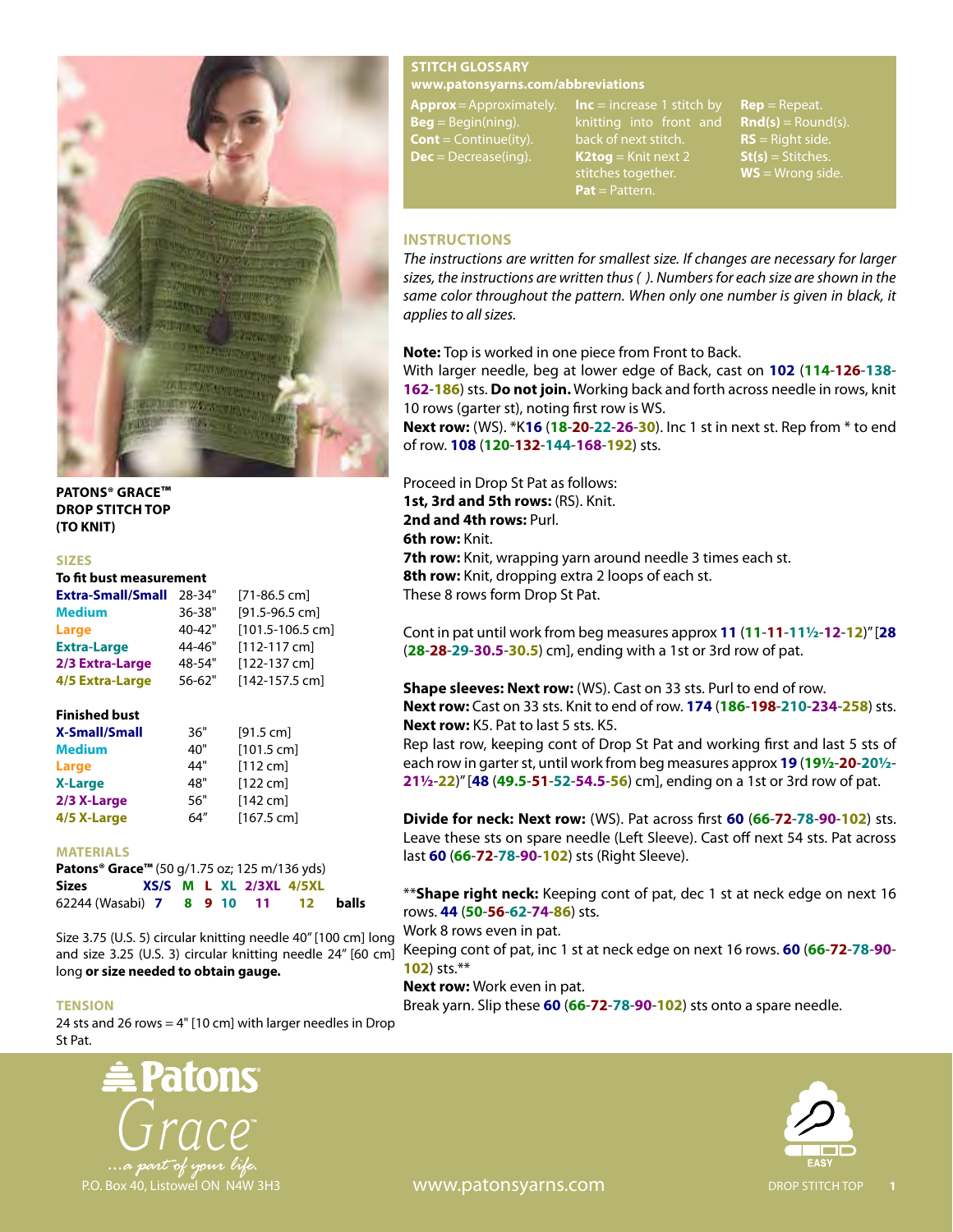**PATONS® GRACE™ DROP STITCH TOP (TO KNIT)**

## SIZES

**To fit bust measurement**

| | | |
|---|---|---|
| **Extra-Small/Small** | 28-34" | [71-86.5 cm] |
| **Medium** | 36-38" | [91.5-96.5 cm] |
| **Large** | 40-42" | [101.5-106.5 cm] |
| **Extra-Large** | 44-46" | [112-117 cm] |
| **2/3 Extra-Large** | 48-54" | [122-137 cm] |
| **4/5 Extra-Large** | 56-62" | [142-157.5 cm] |

**Finished bust**

| | | |
|---|---|---|
| **X-Small/Small** | 36" | [91.5 cm] |
| **Medium** | 40" | [101.5 cm] |
| **Large** | 44" | [112 cm] |
| **X-Large** | 48" | [122 cm] |
| **2/3 X-Large** | 56" | [142 cm] |
| **4/5 X-Large** | 64" | [167.5 cm] |

## MATERIALS

**Patons® Grace™** (50 g/1.75 oz; 125 m/136 yds)

| **Sizes** | **XS/S** | **M** | **L** | **XL** | **2/3XL** | **4/5XL** | |
|---|---|---|---|---|---|---|---|
| 62244 (Wasabi) | **7** | **8** | **9** | **10** | **11** | **12** | **balls** |

Size 3.75 (U.S. 5) circular knitting needle 40" [100 cm] long and size 3.25 (U.S. 3) circular knitting needle 24" [60 cm] long **or size needed to obtain gauge.**

## TENSION

24 sts and 26 rows = 4" [10 cm] with larger needles in Drop St Pat.

## STITCH GLOSSARY

www.patonsyarns.com/abbreviations

**Approx** = Approximately.
**Beg** = Begin(ning).
**Cont** = Continue(ity).
**Dec** = Decrease(ing).
**Inc** = increase 1 stitch by knitting into front and back of next stitch.
**K2tog** = Knit next 2 stitches together.
**Pat** = Pattern.
**Rep** = Repeat.
**Rnd(s)** = Round(s).
**RS** = Right side.
**St(s)** = Stitches.
**WS** = Wrong side.

## INSTRUCTIONS

*The instructions are written for smallest size. If changes are necessary for larger sizes, the instructions are written thus ( ). Numbers for each size are shown in the same color throughout the pattern. When only one number is given in black, it applies to all sizes.*

**Note:** Top is worked in one piece from Front to Back.

With larger needle, beg at lower edge of Back, cast on **102** (**114**-**126**-**138**-**162**-**186**) sts. **Do not join.** Working back and forth across needle in rows, knit 10 rows (garter st), noting first row is WS.

**Next row:** (WS). *K**16** (**18**-**20**-**22**-**26**-**30**). Inc 1 st in next st. Rep from * to end of row. **108** (**120**-**132**-**144**-**168**-**192**) sts.

Proceed in Drop St Pat as follows:
**1st, 3rd and 5th rows:** (RS). Knit.
**2nd and 4th rows:** Purl.
**6th row:** Knit.
**7th row:** Knit, wrapping yarn around needle 3 times each st.
**8th row:** Knit, dropping extra 2 loops of each st.
These 8 rows form Drop St Pat.

Cont in pat until work from beg measures approx **11** (**11**-**11**-**11½**-**12**-**12**)" [**28** (**28**-**28**-**29**-**30.5**-**30.5**) cm], ending with a 1st or 3rd row of pat.

**Shape sleeves: Next row:** (WS). Cast on 33 sts. Purl to end of row.
**Next row:** Cast on 33 sts. Knit to end of row. **174** (**186**-**198**-**210**-**234**-**258**) sts.
**Next row:** K5. Pat to last 5 sts. K5.
Rep last row, keeping cont of Drop St Pat and working first and last 5 sts of each row in garter st, until work from beg measures approx **19** (**19½**-**20**-**20½**-**21½**-**22**)" [**48** (**49.5**-**51**-**52**-**54.5**-**56**) cm], ending on a 1st or 3rd row of pat.

**Divide for neck: Next row:** (WS). Pat across first **60** (**66**-**72**-**78**-**90**-**102**) sts. Leave these sts on spare needle (Left Sleeve). Cast off next 54 sts. Pat across last **60** (**66**-**72**-**78**-**90**-**102**) sts (Right Sleeve).

****Shape right neck:** Keeping cont of pat, dec 1 st at neck edge on next 16 rows. **44** (**50**-**56**-**62**-**74**-**86**) sts.
Work 8 rows even in pat.
Keeping cont of pat, inc 1 st at neck edge on next 16 rows. **60** (**66**-**72**-**78**-**90**-**102**) sts.**
**Next row:** Work even in pat.
Break yarn. Slip these **60** (**66**-**72**-**78**-**90**-**102**) sts onto a spare needle.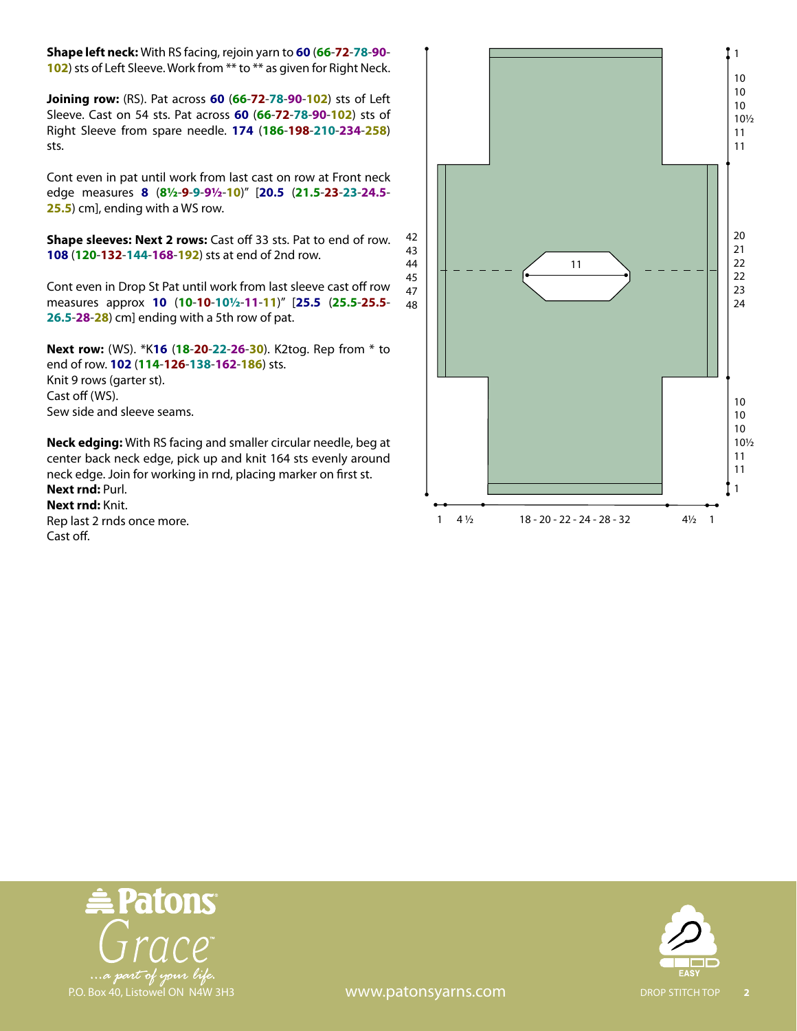**Shape left neck:** With RS facing, rejoin yarn to **60** (**66**-**72**-**78**-**90**-**102**) sts of Left Sleeve. Work from ** to ** as given for Right Neck.

**Joining row:** (RS). Pat across **60** (**66**-**72**-**78**-**90**-**102**) sts of Left Sleeve. Cast on 54 sts. Pat across **60** (**66**-**72**-**78**-**90**-**102**) sts of Right Sleeve from spare needle. **174** (**186**-**198**-**210**-**234**-**258**) sts.

Cont even in pat until work from last cast on row at Front neck edge measures **8** (**8½**-**9**-**9**-**9½**-**10**)" [**20.5** (**21.5**-**23**-**23**-**24.5**-**25.5**) cm], ending with a WS row.

**Shape sleeves: Next 2 rows:** Cast off 33 sts. Pat to end of row. **108** (**120**-**132**-**144**-**168**-**192**) sts at end of 2nd row.

Cont even in Drop St Pat until work from last sleeve cast off row measures approx **10** (**10**-**10**-**10½**-**11**-**11**)" [**25.5** (**25.5**-**25.5**-**26.5**-**28**-**28**) cm] ending with a 5th row of pat.

**Next row:** (WS). *K**16** (**18**-**20**-**22**-**26**-**30**). K2tog. Rep from * to end of row. **102** (**114**-**126**-**138**-**162**-**186**) sts.
Knit 9 rows (garter st).
Cast off (WS).
Sew side and sleeve seams.

**Neck edging:** With RS facing and smaller circular needle, beg at center back neck edge, pick up and knit 164 sts evenly around neck edge. Join for working in rnd, placing marker on first st.
**Next rnd:** Purl.
**Next rnd:** Knit.
Rep last 2 rnds once more.
Cast off.

1
10
10
10
10½
11
11

42
43
44
45
47
48

11

20
21
22
22
23
24

10
10
10
10½
11
11
1

1 4½ 18 - 20 - 22 - 24 - 28 - 32 4½ 1

P.O. Box 40, Listowel ON N4W 3H3

www.patonsyarns.com

EASY